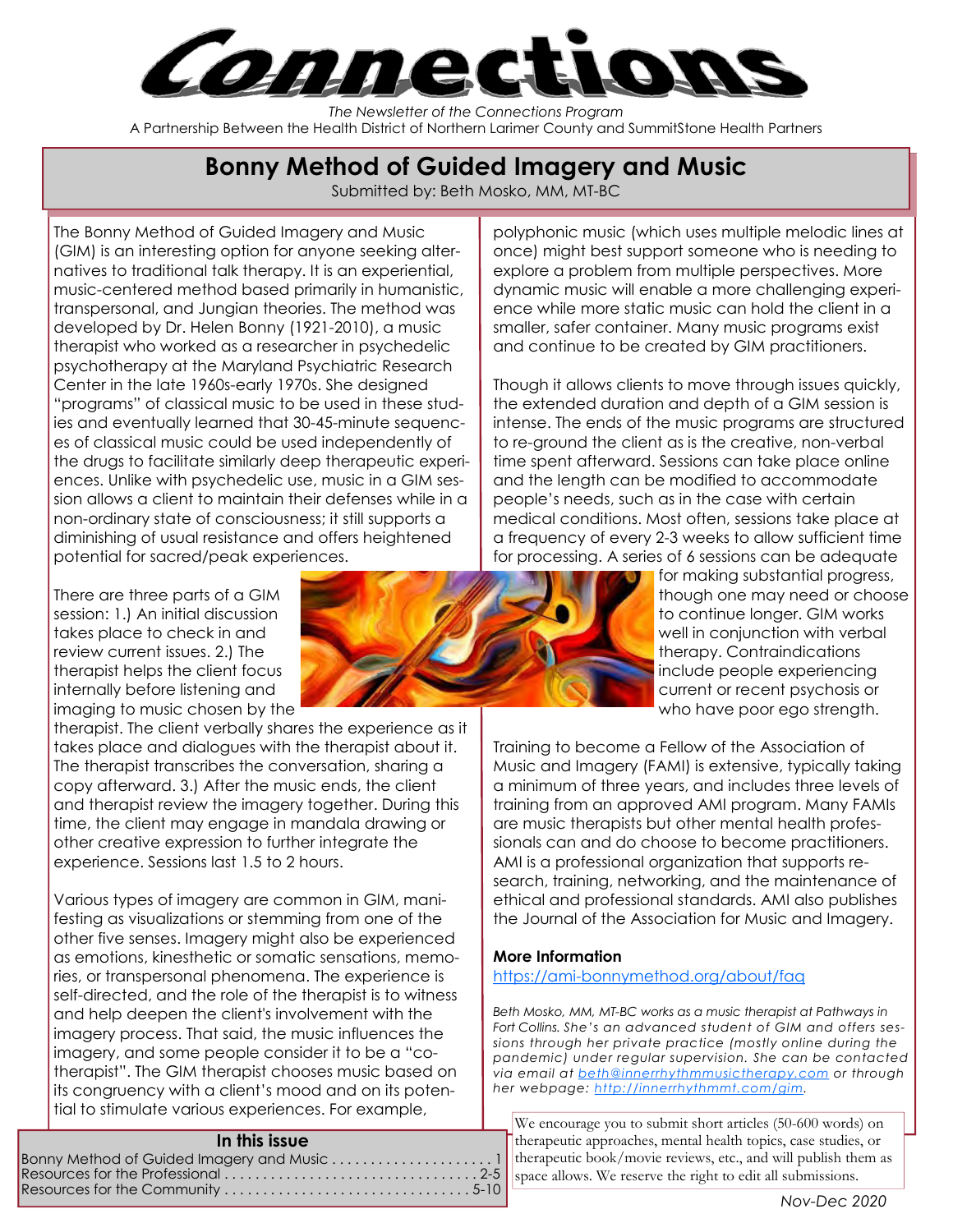# Connections

*The Newsletter of the Connections Program*

A Partnership Between the Health District of Northern Larimer County and SummitStone Health Partners

## Bonny Method of Guided Imagery and Music

Submitted by: Beth Mosko, MM, MT-BC

The Bonny Method of Guided Imagery and Music (GIM) is an interesting option for anyone seeking alternatives to traditional talk therapy. It is an experiential, music-centered method based primarily in humanistic, transpersonal, and Jungian theories. The method was developed by Dr. Helen Bonny (1921-2010), a music therapist who worked as a researcher in psychedelic psychotherapy at the Maryland Psychiatric Research Center in the late 1960s-early 1970s. She designed "programs" of classical music to be used in these studies and eventually learned that 30-45-minute sequences of classical music could be used independently of the drugs to facilitate similarly deep therapeutic experiences. Unlike with psychedelic use, music in a GIM session allows a client to maintain their defenses while in a non-ordinary state of consciousness; it still supports a diminishing of usual resistance and offers heightened potential for sacred/peak experiences.

There are three parts of a GIM session: 1.) An initial discussion takes place to check in and review current issues. 2.) The therapist helps the client focus internally before listening and imaging to music chosen by the therapist. The client verbally shares the experience as it takes place and dialogues with the therapist about it. The therapist transcribes the conversation, sharing a copy afterward. 3.) After the music ends, the client and therapist review the imagery together. During this time, the client may engage in mandala drawing or other creative expression to further integrate the experience. Sessions last 1.5 to 2 hours.

Various types of imagery are common in GIM, manifesting as visualizations or stemming from one of the other five senses. Imagery might also be experienced as emotions, kinesthetic or somatic sensations, memories, or transpersonal phenomena. The experience is self-directed, and the role of the therapist is to witness and help deepen the client's involvement with the imagery process. That said, the music influences the imagery, and some people consider it to be a "co-therapist". The GIM therapist chooses music based on its congruency with a client's mood and on its potential to stimulate various experiences. For example, polyphonic music (which uses multiple melodic lines at once) might best support someone who is needing to explore a problem from multiple perspectives. More dynamic music will enable a more challenging experience while more static music can hold the client in a smaller, safer container. Many music programs exist and continue to be created by GIM practitioners.

Though it allows clients to move through issues quickly, the extended duration and depth of a GIM session is intense. The ends of the music programs are structured to re-ground the client as is the creative, non-verbal time spent afterward. Sessions can take place online and the length can be modified to accommodate people's needs, such as in the case with certain medical conditions. Most often, sessions take place at a frequency of every 2-3 weeks to allow sufficient time for processing. A series of 6 sessions can be adequate for making substantial progress, though one may need or choose to continue longer. GIM works well in conjunction with verbal therapy. Contraindications include people experiencing current or recent psychosis or who have poor ego strength.

Training to become a Fellow of the Association of Music and Imagery (FAMI) is extensive, typically taking a minimum of three years, and includes three levels of training from an approved AMI program. Many FAMIs are music therapists but other mental health professionals can and do choose to become practitioners. AMI is a professional organization that supports research, training, networking, and the maintenance of ethical and professional standards. AMI also publishes the Journal of the Association for Music and Imagery.

**More Information**

https://ami-bonnymethod.org/about/faq

*Beth Mosko, MM, MT-BC works as a music therapist at Pathways in Fort Collins. She's an advanced student of GIM and offers sessions through her private practice (mostly online during the pandemic) under regular supervision. She can be contacted via email at beth@innerrhythmmusictherapy.com or through her webpage: http://innerrhythmmt.com/gim.*

We encourage you to submit short articles (50-600 words) on therapeutic approaches, mental health topics, case studies, or therapeutic book/movie reviews, etc., and will publish them as space allows. We reserve the right to edit all submissions.

### In this issue

Bonny Method of Guided Imagery and Music .................... 1
Resources for the Professional .................................. 2-5
Resources for the Community ................................... 5-10

*Nov-Dec 2020*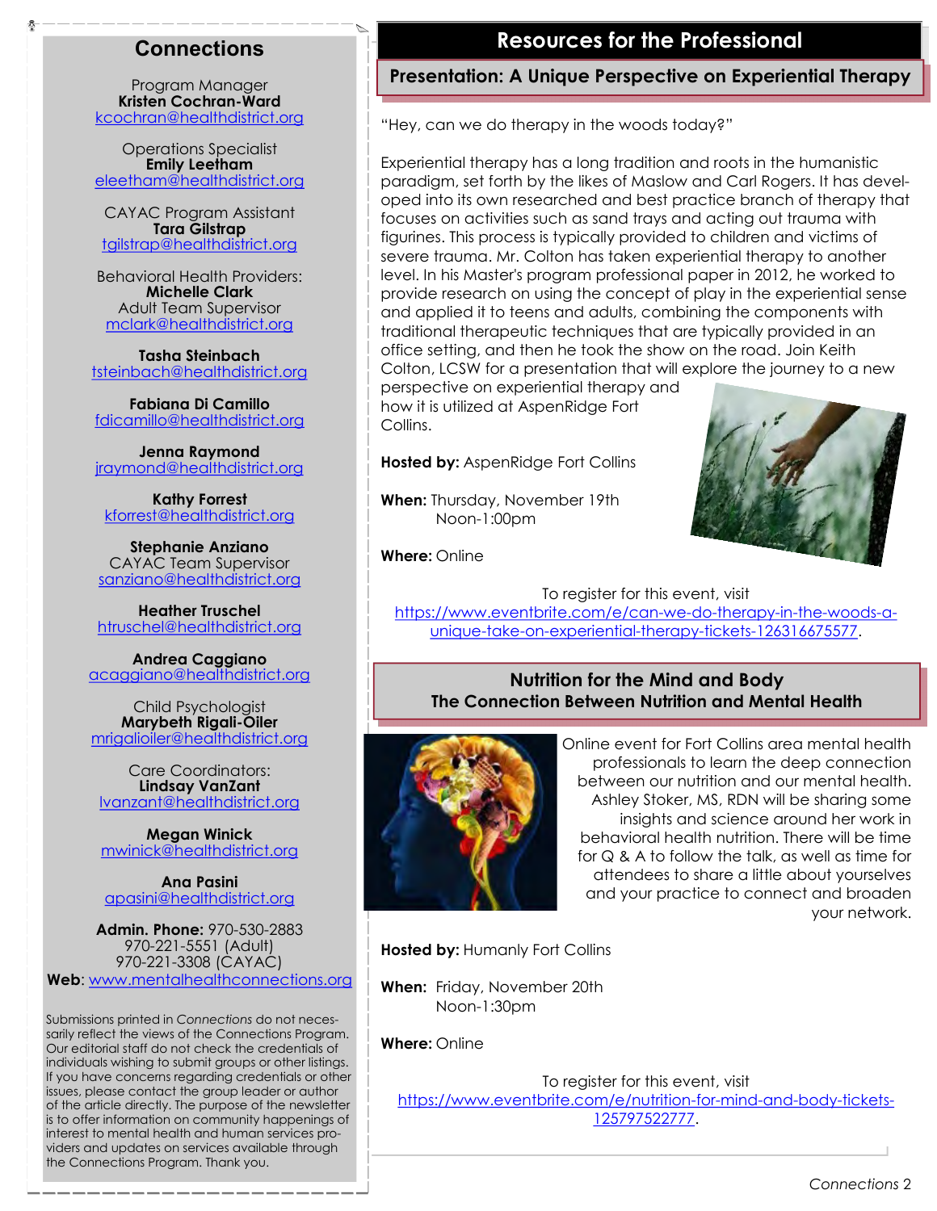## Connections

Program Manager
**Kristen Cochran-Ward**
kcochran@healthdistrict.org

Operations Specialist
**Emily Leetham**
eleetham@healthdistrict.org

CAYAC Program Assistant
**Tara Gilstrap**
tgilstrap@healthdistrict.org

Behavioral Health Providers:
**Michelle Clark**
Adult Team Supervisor
mclark@healthdistrict.org

**Tasha Steinbach**
tsteinbach@healthdistrict.org

**Fabiana Di Camillo**
fdicamillo@healthdistrict.org

**Jenna Raymond**
jraymond@healthdistrict.org

**Kathy Forrest**
kforrest@healthdistrict.org

**Stephanie Anziano**
CAYAC Team Supervisor
sanziano@healthdistrict.org

**Heather Truschel**
htruschel@healthdistrict.org

**Andrea Caggiano**
acaggiano@healthdistrict.org

Child Psychologist
**Marybeth Rigali-Oiler**
mrigalioiler@healthdistrict.org

Care Coordinators:
**Lindsay VanZant**
lvanzant@healthdistrict.org

**Megan Winick**
mwinick@healthdistrict.org

**Ana Pasini**
apasini@healthdistrict.org

**Admin. Phone:** 970-530-2883
970-221-5551 (Adult)
970-221-3308 (CAYAC)
**Web**: www.mentalhealthconnections.org

Submissions printed in *Connections* do not necessarily reflect the views of the Connections Program. Our editorial staff do not check the credentials of individuals wishing to submit groups or other listings. If you have concerns regarding credentials or other issues, please contact the group leader or author of the article directly. The purpose of the newsletter is to offer information on community happenings of interest to mental health and human services providers and updates on services available through the Connections Program. Thank you.

# Resources for the Professional

## Presentation: A Unique Perspective on Experiential Therapy

"Hey, can we do therapy in the woods today?"

Experiential therapy has a long tradition and roots in the humanistic paradigm, set forth by the likes of Maslow and Carl Rogers. It has developed into its own researched and best practice branch of therapy that focuses on activities such as sand trays and acting out trauma with figurines. This process is typically provided to children and victims of severe trauma. Mr. Colton has taken experiential therapy to another level. In his Master's program professional paper in 2012, he worked to provide research on using the concept of play in the experiential sense and applied it to teens and adults, combining the components with traditional therapeutic techniques that are typically provided in an office setting, and then he took the show on the road. Join Keith Colton, LCSW for a presentation that will explore the journey to a new perspective on experiential therapy and how it is utilized at AspenRidge Fort Collins.

**Hosted by:** AspenRidge Fort Collins

**When:** Thursday, November 19th
Noon-1:00pm

**Where:** Online

To register for this event, visit https://www.eventbrite.com/e/can-we-do-therapy-in-the-woods-a-unique-take-on-experiential-therapy-tickets-126316675577.

## Nutrition for the Mind and Body
## The Connection Between Nutrition and Mental Health

Online event for Fort Collins area mental health professionals to learn the deep connection between our nutrition and our mental health. Ashley Stoker, MS, RDN will be sharing some insights and science around her work in behavioral health nutrition. There will be time for Q & A to follow the talk, as well as time for attendees to share a little about yourselves and your practice to connect and broaden your network.

**Hosted by:** Humanly Fort Collins

**When:** Friday, November 20th
Noon-1:30pm

**Where:** Online

To register for this event, visit https://www.eventbrite.com/e/nutrition-for-mind-and-body-tickets-125797522777.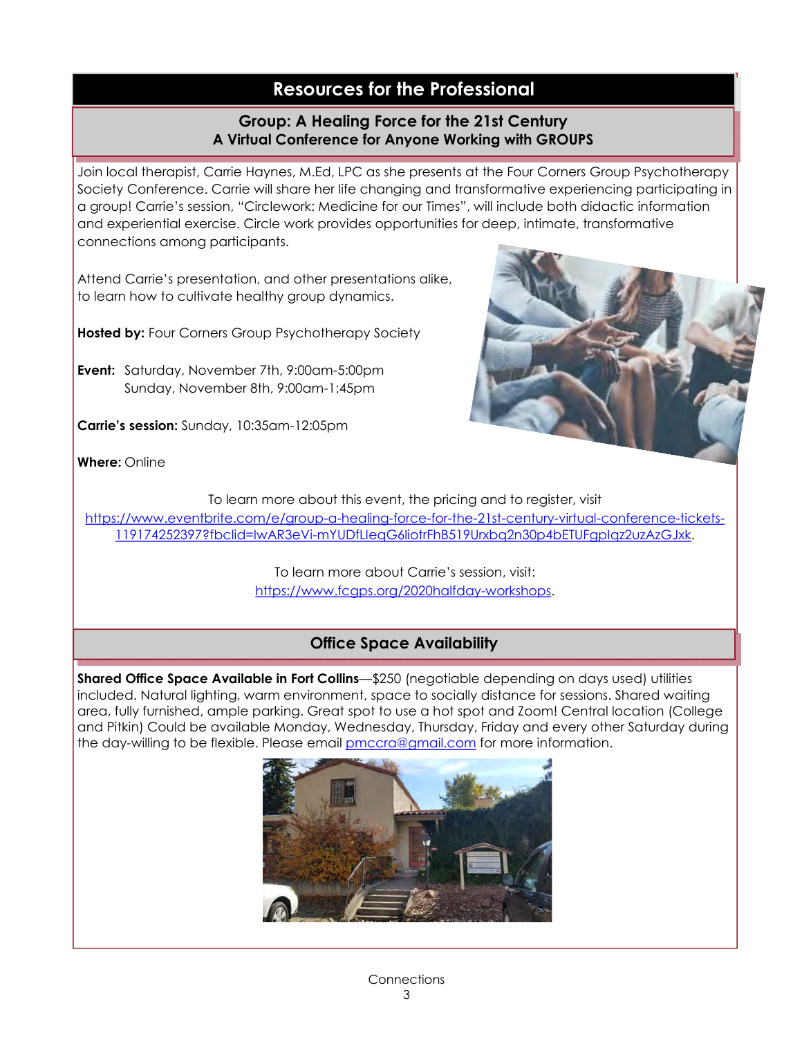# Resources for the Professional

## Group: A Healing Force for the 21st Century
### A Virtual Conference for Anyone Working with GROUPS

Join local therapist, Carrie Haynes, M.Ed, LPC as she presents at the Four Corners Group Psychotherapy Society Conference. Carrie will share her life changing and transformative experiencing participating in a group! Carrie's session, "Circlework: Medicine for our Times", will include both didactic information and experiential exercise. Circle work provides opportunities for deep, intimate, transformative connections among participants.

Attend Carrie's presentation, and other presentations alike, to learn how to cultivate healthy group dynamics.

**Hosted by:** Four Corners Group Psychotherapy Society

**Event:** Saturday, November 7th, 9:00am-5:00pm
Sunday, November 8th, 9:00am-1:45pm

**Carrie's session:** Sunday, 10:35am-12:05pm

**Where:** Online

To learn more about this event, the pricing and to register, visit https://www.eventbrite.com/e/group-a-healing-force-for-the-21st-century-virtual-conference-tickets-119174252397?fbclid=IwAR3eVi-mYUDfLIeqG6liotrFhB519Urxbq2n30p4bETUFgpIqz2uzAzGJxk.

To learn more about Carrie's session, visit: https://www.fcgps.org/2020halfday-workshops.

## Office Space Availability

**Shared Office Space Available in Fort Collins**—$250 (negotiable depending on days used) utilities included. Natural lighting, warm environment, space to socially distance for sessions. Shared waiting area, fully furnished, ample parking. Great spot to use a hot spot and Zoom! Central location (College and Pitkin) Could be available Monday, Wednesday, Thursday, Friday and every other Saturday during the day-willing to be flexible. Please email pmccra@gmail.com for more information.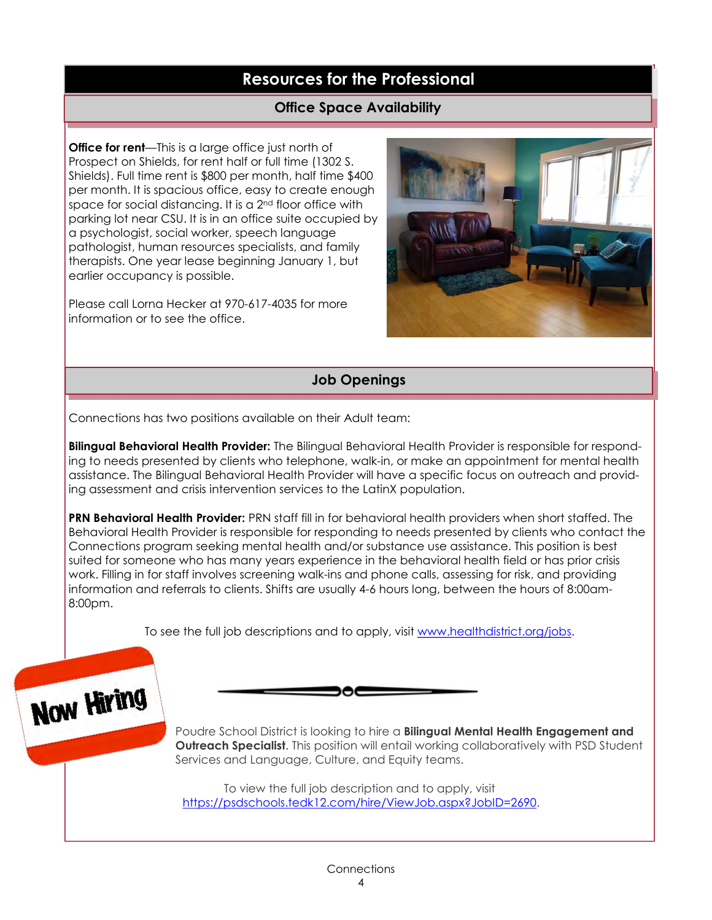# Resources for the Professional

## Office Space Availability

**Office for rent**—This is a large office just north of Prospect on Shields, for rent half or full time (1302 S. Shields). Full time rent is $800 per month, half time $400 per month. It is spacious office, easy to create enough space for social distancing. It is a 2nd floor office with parking lot near CSU. It is in an office suite occupied by a psychologist, social worker, speech language pathologist, human resources specialists, and family therapists. One year lease beginning January 1, but earlier occupancy is possible.

Please call Lorna Hecker at 970-617-4035 for more information or to see the office.

## Job Openings

Connections has two positions available on their Adult team:

**Bilingual Behavioral Health Provider:** The Bilingual Behavioral Health Provider is responsible for responding to needs presented by clients who telephone, walk-in, or make an appointment for mental health assistance. The Bilingual Behavioral Health Provider will have a specific focus on outreach and providing assessment and crisis intervention services to the LatinX population.

**PRN Behavioral Health Provider:** PRN staff fill in for behavioral health providers when short staffed. The Behavioral Health Provider is responsible for responding to needs presented by clients who contact the Connections program seeking mental health and/or substance use assistance. This position is best suited for someone who has many years experience in the behavioral health field or has prior crisis work. Filling in for staff involves screening walk-ins and phone calls, assessing for risk, and providing information and referrals to clients. Shifts are usually 4-6 hours long, between the hours of 8:00am-8:00pm.

To see the full job descriptions and to apply, visit www.healthdistrict.org/jobs.

Now Hiring

Poudre School District is looking to hire a **Bilingual Mental Health Engagement and Outreach Specialist**. This position will entail working collaboratively with PSD Student Services and Language, Culture, and Equity teams.

To view the full job description and to apply, visit https://psdschools.tedk12.com/hire/ViewJob.aspx?JobID=2690.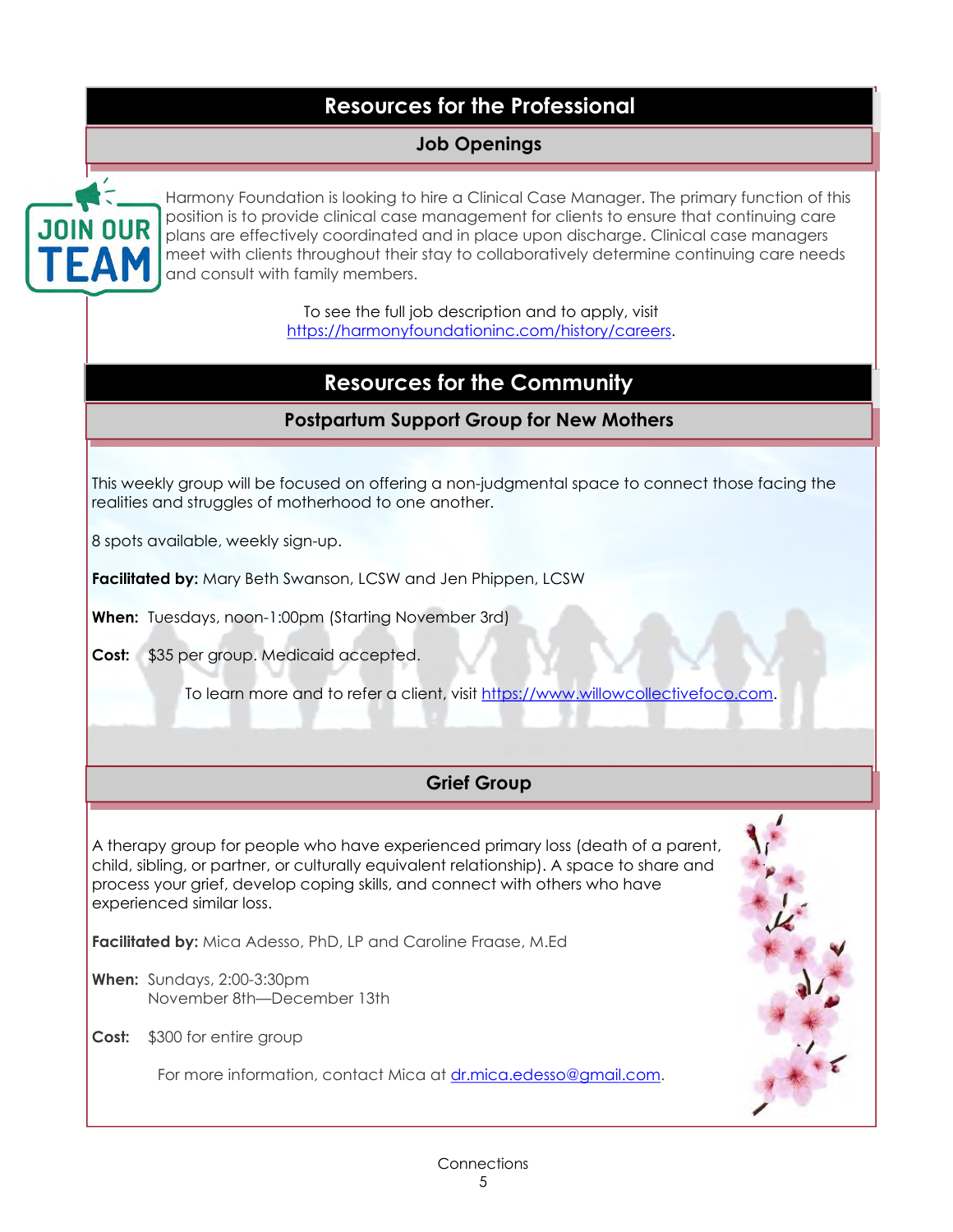# Resources for the Professional

## Job Openings

Harmony Foundation is looking to hire a Clinical Case Manager. The primary function of this position is to provide clinical case management for clients to ensure that continuing care plans are effectively coordinated and in place upon discharge. Clinical case managers meet with clients throughout their stay to collaboratively determine continuing care needs and consult with family members.

To see the full job description and to apply, visit https://harmonyfoundationinc.com/history/careers.

# Resources for the Community

## Postpartum Support Group for New Mothers

This weekly group will be focused on offering a non-judgmental space to connect those facing the realities and struggles of motherhood to one another.

8 spots available, weekly sign-up.

**Facilitated by:** Mary Beth Swanson, LCSW and Jen Phippen, LCSW

**When:** Tuesdays, noon-1:00pm (Starting November 3rd)

**Cost:** $35 per group. Medicaid accepted.

To learn more and to refer a client, visit https://www.willowcollectivefoco.com.

## Grief Group

A therapy group for people who have experienced primary loss (death of a parent, child, sibling, or partner, or culturally equivalent relationship). A space to share and process your grief, develop coping skills, and connect with others who have experienced similar loss.

**Facilitated by:** Mica Adesso, PhD, LP and Caroline Fraase, M.Ed

**When:** Sundays, 2:00-3:30pm
November 8th—December 13th

**Cost:** $300 for entire group

For more information, contact Mica at dr.mica.edesso@gmail.com.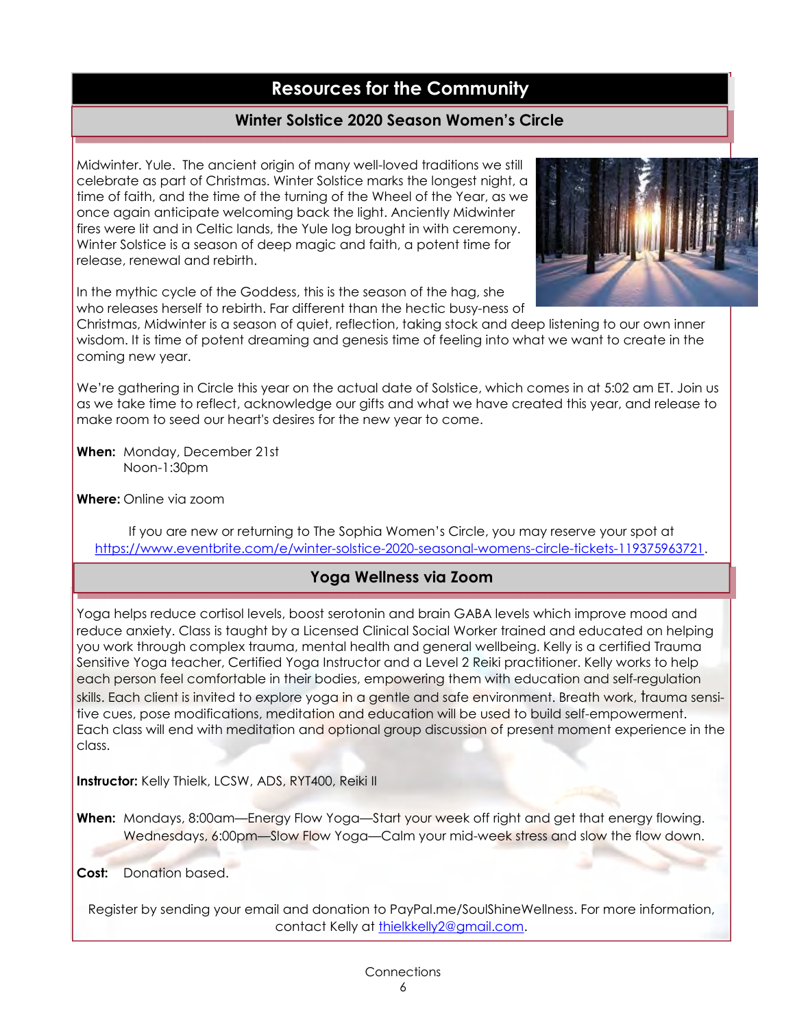# Resources for the Community

## Winter Solstice 2020 Season Women's Circle

Midwinter. Yule. The ancient origin of many well-loved traditions we still celebrate as part of Christmas. Winter Solstice marks the longest night, a time of faith, and the time of the turning of the Wheel of the Year, as we once again anticipate welcoming back the light. Anciently Midwinter fires were lit and in Celtic lands, the Yule log brought in with ceremony. Winter Solstice is a season of deep magic and faith, a potent time for release, renewal and rebirth.

In the mythic cycle of the Goddess, this is the season of the hag, she who releases herself to rebirth. Far different than the hectic busy-ness of Christmas, Midwinter is a season of quiet, reflection, taking stock and deep listening to our own inner wisdom. It is time of potent dreaming and genesis time of feeling into what we want to create in the coming new year.

We're gathering in Circle this year on the actual date of Solstice, which comes in at 5:02 am ET. Join us as we take time to reflect, acknowledge our gifts and what we have created this year, and release to make room to seed our heart's desires for the new year to come.

**When:** Monday, December 21st
Noon-1:30pm

**Where:** Online via zoom

If you are new or returning to The Sophia Women's Circle, you may reserve your spot at https://www.eventbrite.com/e/winter-solstice-2020-seasonal-womens-circle-tickets-119375963721.

## Yoga Wellness via Zoom

Yoga helps reduce cortisol levels, boost serotonin and brain GABA levels which improve mood and reduce anxiety. Class is taught by a Licensed Clinical Social Worker trained and educated on helping you work through complex trauma, mental health and general wellbeing. Kelly is a certified Trauma Sensitive Yoga teacher, Certified Yoga Instructor and a Level 2 Reiki practitioner. Kelly works to help each person feel comfortable in their bodies, empowering them with education and self-regulation skills. Each client is invited to explore yoga in a gentle and safe environment. Breath work, trauma sensitive cues, pose modifications, meditation and education will be used to build self-empowerment. Each class will end with meditation and optional group discussion of present moment experience in the class.

**Instructor:** Kelly Thielk, LCSW, ADS, RYT400, Reiki II

**When:** Mondays, 8:00am—Energy Flow Yoga—Start your week off right and get that energy flowing.
Wednesdays, 6:00pm—Slow Flow Yoga—Calm your mid-week stress and slow the flow down.

**Cost:** Donation based.

Register by sending your email and donation to PayPal.me/SoulShineWellness. For more information, contact Kelly at thielkkelly2@gmail.com.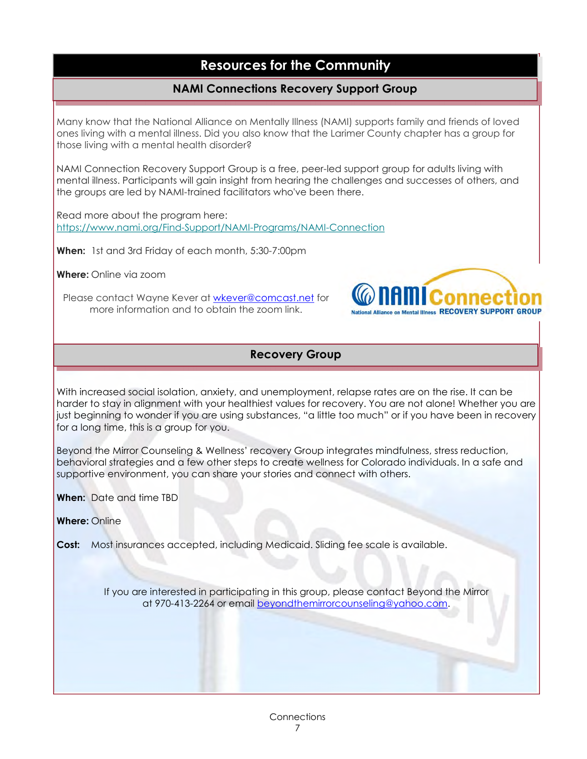# Resources for the Community

## NAMI Connections Recovery Support Group

Many know that the National Alliance on Mentally Illness (NAMI) supports family and friends of loved ones living with a mental illness. Did you also know that the Larimer County chapter has a group for those living with a mental health disorder?

NAMI Connection Recovery Support Group is a free, peer-led support group for adults living with mental illness. Participants will gain insight from hearing the challenges and successes of others, and the groups are led by NAMI-trained facilitators who've been there.

Read more about the program here:
https://www.nami.org/Find-Support/NAMI-Programs/NAMI-Connection

**When:** 1st and 3rd Friday of each month, 5:30-7:00pm

**Where:** Online via zoom

Please contact Wayne Kever at wkever@comcast.net for more information and to obtain the zoom link.

## Recovery Group

With increased social isolation, anxiety, and unemployment, relapse rates are on the rise. It can be harder to stay in alignment with your healthiest values for recovery. You are not alone! Whether you are just beginning to wonder if you are using substances, "a little too much" or if you have been in recovery for a long time, this is a group for you.

Beyond the Mirror Counseling & Wellness' recovery Group integrates mindfulness, stress reduction, behavioral strategies and a few other steps to create wellness for Colorado individuals. In a safe and supportive environment, you can share your stories and connect with others.

**When:** Date and time TBD

**Where:** Online

**Cost:** Most insurances accepted, including Medicaid. Sliding fee scale is available.

If you are interested in participating in this group, please contact Beyond the Mirror at 970-413-2264 or email beyondthemirrorcounseling@yahoo.com.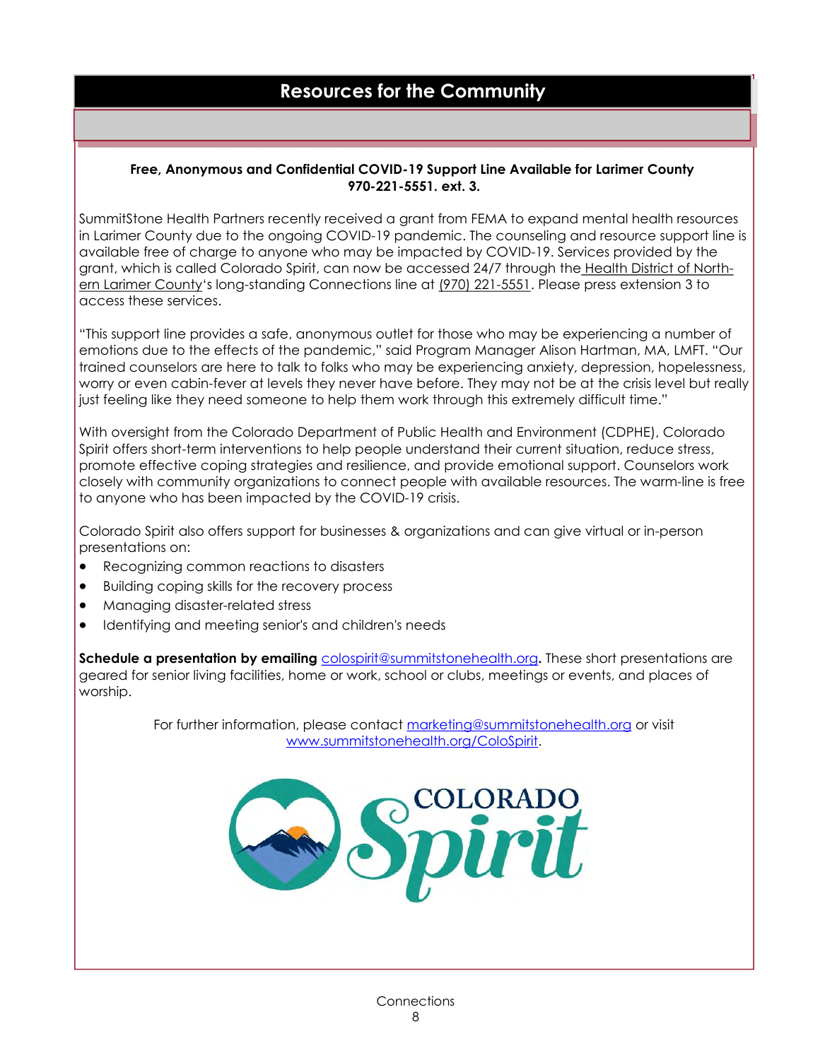## Resources for the Community

**Free, Anonymous and Confidential COVID-19 Support Line Available for Larimer County 970-221-5551. ext. 3.**

SummitStone Health Partners recently received a grant from FEMA to expand mental health resources in Larimer County due to the ongoing COVID-19 pandemic. The counseling and resource support line is available free of charge to anyone who may be impacted by COVID-19. Services provided by the grant, which is called Colorado Spirit, can now be accessed 24/7 through the Health District of Northern Larimer County's long-standing Connections line at (970) 221-5551. Please press extension 3 to access these services.

"This support line provides a safe, anonymous outlet for those who may be experiencing a number of emotions due to the effects of the pandemic," said Program Manager Alison Hartman, MA, LMFT. "Our trained counselors are here to talk to folks who may be experiencing anxiety, depression, hopelessness, worry or even cabin-fever at levels they never have before. They may not be at the crisis level but really just feeling like they need someone to help them work through this extremely difficult time."

With oversight from the Colorado Department of Public Health and Environment (CDPHE), Colorado Spirit offers short-term interventions to help people understand their current situation, reduce stress, promote effective coping strategies and resilience, and provide emotional support. Counselors work closely with community organizations to connect people with available resources. The warm-line is free to anyone who has been impacted by the COVID-19 crisis.

Colorado Spirit also offers support for businesses & organizations and can give virtual or in-person presentations on:

- Recognizing common reactions to disasters
- Building coping skills for the recovery process
- Managing disaster-related stress
- Identifying and meeting senior's and children's needs

**Schedule a presentation by emailing** colospirit@summitstonehealth.org**.** These short presentations are geared for senior living facilities, home or work, school or clubs, meetings or events, and places of worship.

For further information, please contact marketing@summitstonehealth.org or visit www.summitstonehealth.org/ColoSpirit.

COLORADO Spirit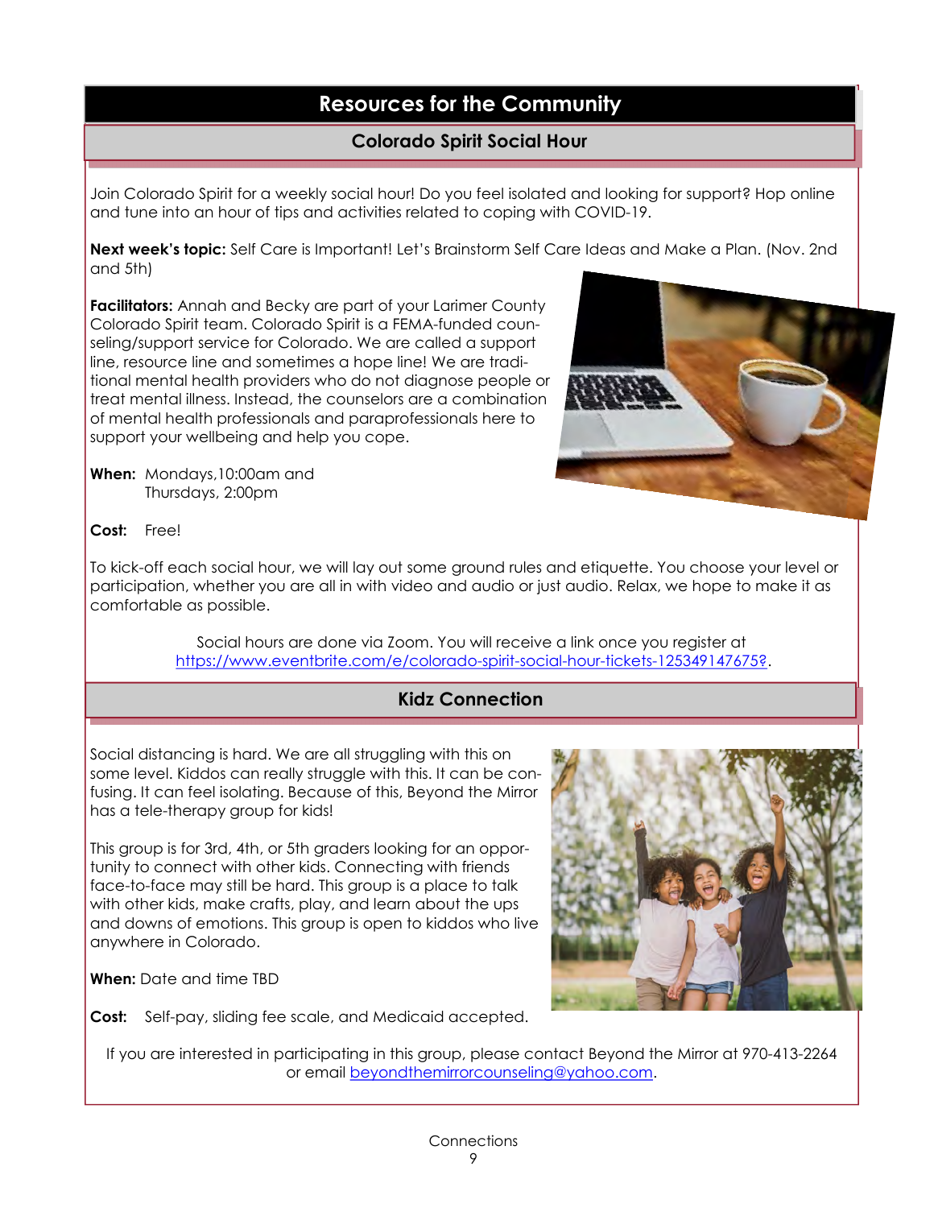# Resources for the Community

## Colorado Spirit Social Hour

Join Colorado Spirit for a weekly social hour! Do you feel isolated and looking for support? Hop online and tune into an hour of tips and activities related to coping with COVID-19.

**Next week's topic:** Self Care is Important! Let's Brainstorm Self Care Ideas and Make a Plan. (Nov. 2nd and 5th)

**Facilitators:** Annah and Becky are part of your Larimer County Colorado Spirit team. Colorado Spirit is a FEMA-funded counseling/support service for Colorado. We are called a support line, resource line and sometimes a hope line! We are traditional mental health providers who do not diagnose people or treat mental illness. Instead, the counselors are a combination of mental health professionals and paraprofessionals here to support your wellbeing and help you cope.

**When:** Mondays,10:00am and Thursdays, 2:00pm

**Cost:** Free!

To kick-off each social hour, we will lay out some ground rules and etiquette. You choose your level or participation, whether you are all in with video and audio or just audio. Relax, we hope to make it as comfortable as possible.

Social hours are done via Zoom. You will receive a link once you register at https://www.eventbrite.com/e/colorado-spirit-social-hour-tickets-125349147675?.

## Kidz Connection

Social distancing is hard. We are all struggling with this on some level. Kiddos can really struggle with this. It can be confusing. It can feel isolating. Because of this, Beyond the Mirror has a tele-therapy group for kids!

This group is for 3rd, 4th, or 5th graders looking for an opportunity to connect with other kids. Connecting with friends face-to-face may still be hard. This group is a place to talk with other kids, make crafts, play, and learn about the ups and downs of emotions. This group is open to kiddos who live anywhere in Colorado.

**When:** Date and time TBD

**Cost:** Self-pay, sliding fee scale, and Medicaid accepted.

If you are interested in participating in this group, please contact Beyond the Mirror at 970-413-2264 or email beyondthemirrorcounseling@yahoo.com.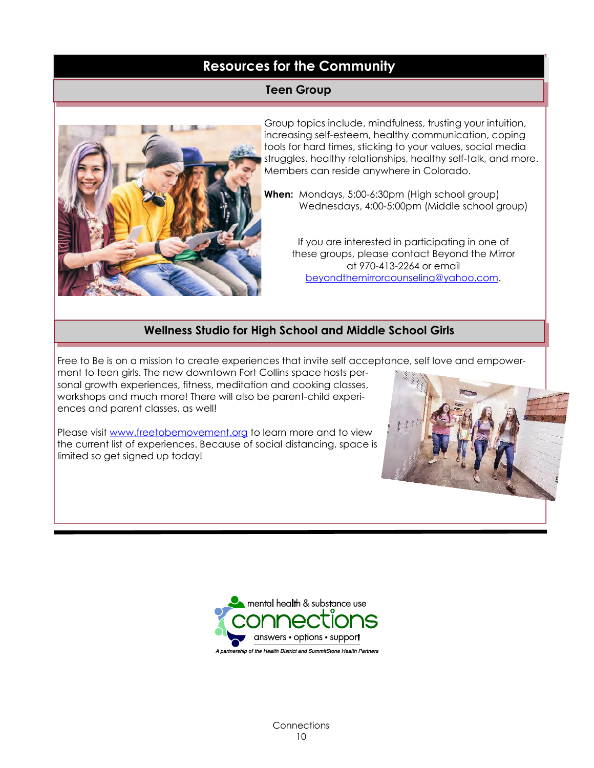## Resources for the Community

### Teen Group

Group topics include, mindfulness, trusting your intuition, increasing self-esteem, healthy communication, coping tools for hard times, sticking to your values, social media struggles, healthy relationships, healthy self-talk, and more. Members can reside anywhere in Colorado.

**When:** Mondays, 5:00-6:30pm (High school group)
Wednesdays, 4:00-5:00pm (Middle school group)

If you are interested in participating in one of these groups, please contact Beyond the Mirror at 970-413-2264 or email beyondthemirrorcounseling@yahoo.com.

### Wellness Studio for High School and Middle School Girls

Free to Be is on a mission to create experiences that invite self acceptance, self love and empowerment to teen girls. The new downtown Fort Collins space hosts personal growth experiences, fitness, meditation and cooking classes, workshops and much more! There will also be parent-child experiences and parent classes, as well!

Please visit www.freetobemovement.org to learn more and to view the current list of experiences. Because of social distancing, space is limited so get signed up today!

mental health & substance use
connections
answers • options • support
*A partnership of the Health District and SummitStone Health Partners*